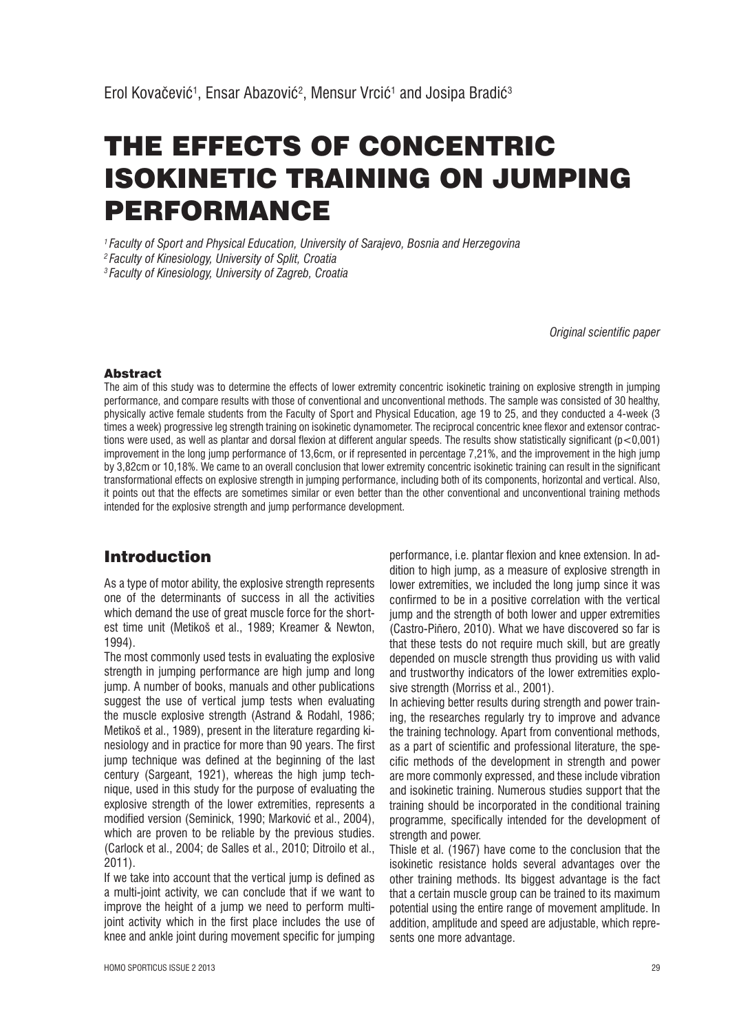Erol Kovačević[1], Ensar Abazović[2], Mensur Vrcić[1] and Josipa Bradić[3]

# THE EFFECTS OF CONCENTRIC ISOKINETIC TRAINING ON JUMPING PERFORMANCE

*[1] Faculty of Sport and Physical Education, University of Sarajevo, Bosnia and Herzegovina*
*[2] Faculty of Kinesiology, University of Split, Croatia*
*[3] Faculty of Kinesiology, University of Zagreb, Croatia*

*Original scientific paper*

### Abstract

The aim of this study was to determine the effects of lower extremity concentric isokinetic training on explosive strength in jumping performance, and compare results with those of conventional and unconventional methods. The sample was consisted of 30 healthy, physically active female students from the Faculty of Sport and Physical Education, age 19 to 25, and they conducted a 4-week (3 times a week) progressive leg strength training on isokinetic dynamometer. The reciprocal concentric knee flexor and extensor contractions were used, as well as plantar and dorsal flexion at different angular speeds. The results show statistically significant ($p<0,001$) improvement in the long jump performance of 13,6cm, or if represented in percentage 7,21%, and the improvement in the high jump by 3,82cm or 10,18%. We came to an overall conclusion that lower extremity concentric isokinetic training can result in the significant transformational effects on explosive strength in jumping performance, including both of its components, horizontal and vertical. Also, it points out that the effects are sometimes similar or even better than the other conventional and unconventional training methods intended for the explosive strength and jump performance development.

## Introduction

As a type of motor ability, the explosive strength represents one of the determinants of success in all the activities which demand the use of great muscle force for the shortest time unit (Metikoš et al., 1989; Kreamer & Newton, 1994).

The most commonly used tests in evaluating the explosive strength in jumping performance are high jump and long jump. A number of books, manuals and other publications suggest the use of vertical jump tests when evaluating the muscle explosive strength (Astrand & Rodahl, 1986; Metikoš et al., 1989), present in the literature regarding kinesiology and in practice for more than 90 years. The first jump technique was defined at the beginning of the last century (Sargeant, 1921), whereas the high jump technique, used in this study for the purpose of evaluating the explosive strength of the lower extremities, represents a modified version (Seminick, 1990; Marković et al., 2004), which are proven to be reliable by the previous studies. (Carlock et al., 2004; de Salles et al., 2010; Ditroilo et al., 2011).

If we take into account that the vertical jump is defined as a multi-joint activity, we can conclude that if we want to improve the height of a jump we need to perform multi-joint activity which in the first place includes the use of knee and ankle joint during movement specific for jumping performance, i.e. plantar flexion and knee extension. In addition to high jump, as a measure of explosive strength in lower extremities, we included the long jump since it was confirmed to be in a positive correlation with the vertical jump and the strength of both lower and upper extremities (Castro-Piñero, 2010). What we have discovered so far is that these tests do not require much skill, but are greatly depended on muscle strength thus providing us with valid and trustworthy indicators of the lower extremities explosive strength (Morriss et al., 2001).

In achieving better results during strength and power training, the researches regularly try to improve and advance the training technology. Apart from conventional methods, as a part of scientific and professional literature, the specific methods of the development in strength and power are more commonly expressed, and these include vibration and isokinetic training. Numerous studies support that the training should be incorporated in the conditional training programme, specifically intended for the development of strength and power.

Thisle et al. (1967) have come to the conclusion that the isokinetic resistance holds several advantages over the other training methods. Its biggest advantage is the fact that a certain muscle group can be trained to its maximum potential using the entire range of movement amplitude. In addition, amplitude and speed are adjustable, which represents one more advantage.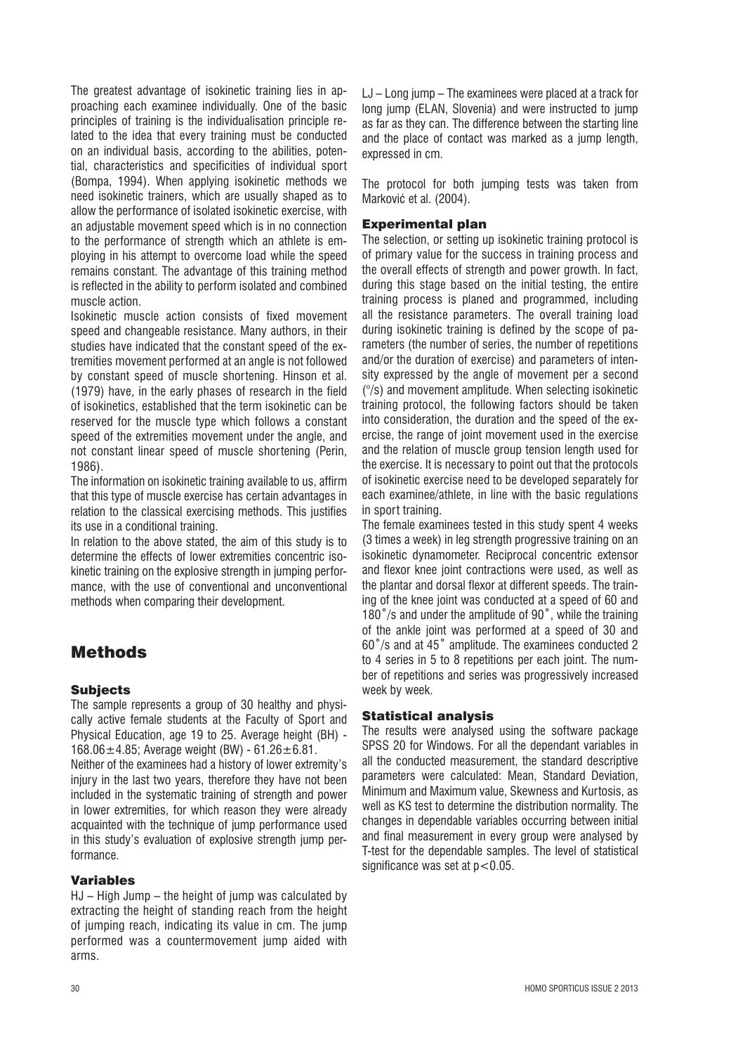The greatest advantage of isokinetic training lies in approaching each examinee individually. One of the basic principles of training is the individualisation principle related to the idea that every training must be conducted on an individual basis, according to the abilities, potential, characteristics and specificities of individual sport (Bompa, 1994). When applying isokinetic methods we need isokinetic trainers, which are usually shaped as to allow the performance of isolated isokinetic exercise, with an adjustable movement speed which is in no connection to the performance of strength which an athlete is employing in his attempt to overcome load while the speed remains constant. The advantage of this training method is reflected in the ability to perform isolated and combined muscle action.

Isokinetic muscle action consists of fixed movement speed and changeable resistance. Many authors, in their studies have indicated that the constant speed of the extremities movement performed at an angle is not followed by constant speed of muscle shortening. Hinson et al. (1979) have, in the early phases of research in the field of isokinetics, established that the term isokinetic can be reserved for the muscle type which follows a constant speed of the extremities movement under the angle, and not constant linear speed of muscle shortening (Perin, 1986).

The information on isokinetic training available to us, affirm that this type of muscle exercise has certain advantages in relation to the classical exercising methods. This justifies its use in a conditional training.

In relation to the above stated, the aim of this study is to determine the effects of lower extremities concentric isokinetic training on the explosive strength in jumping performance, with the use of conventional and unconventional methods when comparing their development.

# Methods

### Subjects

The sample represents a group of 30 healthy and physically active female students at the Faculty of Sport and Physical Education, age 19 to 25. Average height (BH) - 168.06±4.85; Average weight (BW) - 61.26±6.81.

Neither of the examinees had a history of lower extremity's injury in the last two years, therefore they have not been included in the systematic training of strength and power in lower extremities, for which reason they were already acquainted with the technique of jump performance used in this study's evaluation of explosive strength jump performance.

### Variables

HJ – High Jump – the height of jump was calculated by extracting the height of standing reach from the height of jumping reach, indicating its value in cm. The jump performed was a countermovement jump aided with arms.

LJ – Long jump – The examinees were placed at a track for long jump (ELAN, Slovenia) and were instructed to jump as far as they can. The difference between the starting line and the place of contact was marked as a jump length, expressed in cm.

The protocol for both jumping tests was taken from Marković et al. (2004).

### Experimental plan

The selection, or setting up isokinetic training protocol is of primary value for the success in training process and the overall effects of strength and power growth. In fact, during this stage based on the initial testing, the entire training process is planed and programmed, including all the resistance parameters. The overall training load during isokinetic training is defined by the scope of parameters (the number of series, the number of repetitions and/or the duration of exercise) and parameters of intensity expressed by the angle of movement per a second (°/s) and movement amplitude. When selecting isokinetic training protocol, the following factors should be taken into consideration, the duration and the speed of the exercise, the range of joint movement used in the exercise and the relation of muscle group tension length used for the exercise. It is necessary to point out that the protocols of isokinetic exercise need to be developed separately for each examinee/athlete, in line with the basic regulations in sport training.

The female examinees tested in this study spent 4 weeks (3 times a week) in leg strength progressive training on an isokinetic dynamometer. Reciprocal concentric extensor and flexor knee joint contractions were used, as well as the plantar and dorsal flexor at different speeds. The training of the knee joint was conducted at a speed of 60 and 180˚/s and under the amplitude of 90˚, while the training of the ankle joint was performed at a speed of 30 and 60˚/s and at 45˚ amplitude. The examinees conducted 2 to 4 series in 5 to 8 repetitions per each joint. The number of repetitions and series was progressively increased week by week.

### Statistical analysis

The results were analysed using the software package SPSS 20 for Windows. For all the dependant variables in all the conducted measurement, the standard descriptive parameters were calculated: Mean, Standard Deviation, Minimum and Maximum value, Skewness and Kurtosis, as well as KS test to determine the distribution normality. The changes in dependable variables occurring between initial and final measurement in every group were analysed by T-test for the dependable samples. The level of statistical significance was set at $p<0.05$.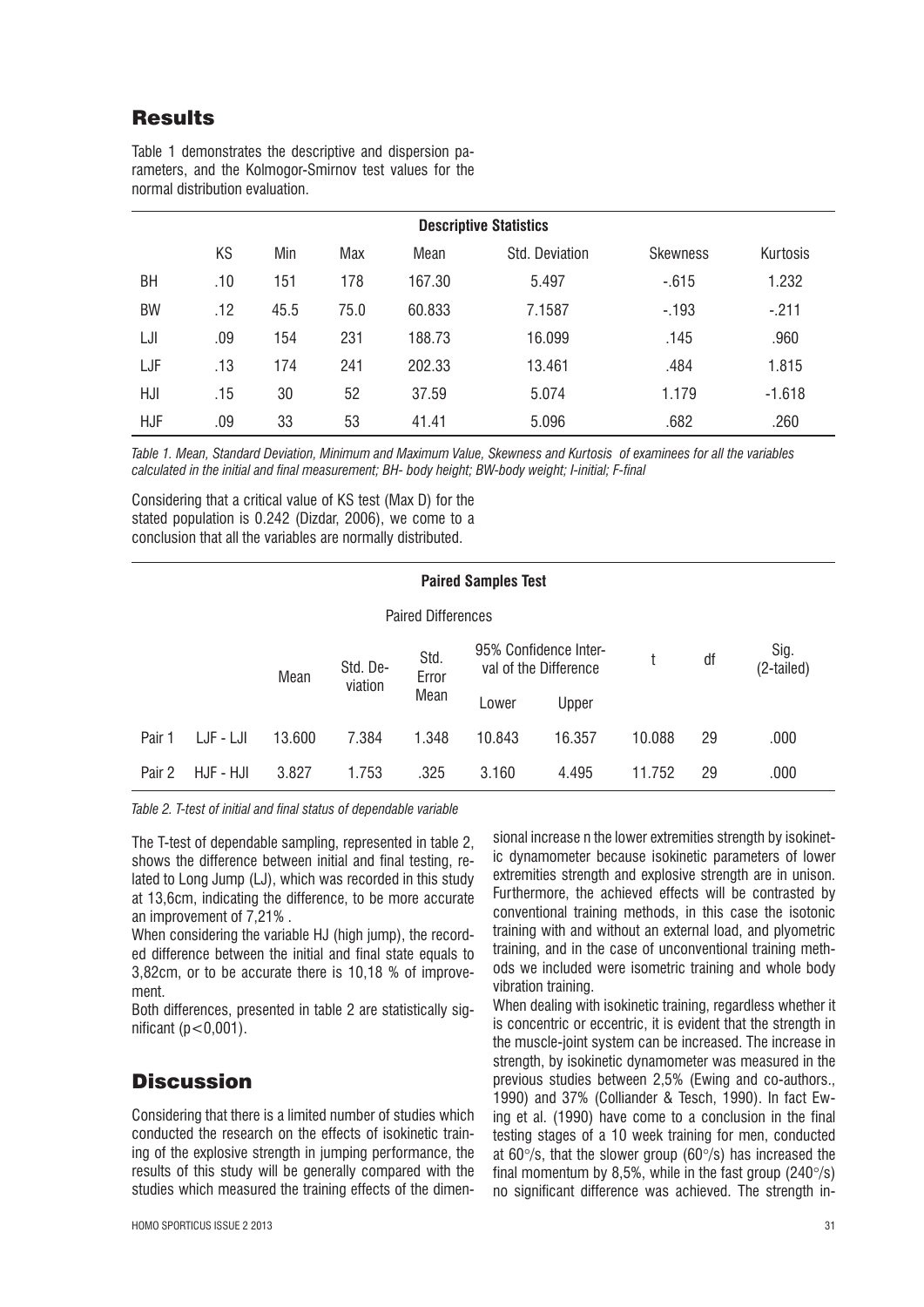## Results

Table 1 demonstrates the descriptive and dispersion parameters, and the Kolmogor-Smirnov test values for the normal distribution evaluation.

| Descriptive Statistics | | | | | | | |
|---|---|---|---|---|---|---|---|
| | KS | Min | Max | Mean | Std. Deviation | Skewness | Kurtosis |
| BH | .10 | 151 | 178 | 167.30 | 5.497 | -.615 | 1.232 |
| BW | .12 | 45.5 | 75.0 | 60.833 | 7.1587 | -.193 | -.211 |
| LJI | .09 | 154 | 231 | 188.73 | 16.099 | .145 | .960 |
| LJF | .13 | 174 | 241 | 202.33 | 13.461 | .484 | 1.815 |
| HJI | .15 | 30 | 52 | 37.59 | 5.074 | 1.179 | -1.618 |
| HJF | .09 | 33 | 53 | 41.41 | 5.096 | .682 | .260 |

*Table 1. Mean, Standard Deviation, Minimum and Maximum Value, Skewness and Kurtosis of examinees for all the variables calculated in the initial and final measurement; BH- body height; BW-body weight; I-initial; F-final*

Considering that a critical value of KS test (Max D) for the stated population is 0.242 (Dizdar, 2006), we come to a conclusion that all the variables are normally distributed.

| Paired Samples Test | | | | | | | | | |
|---|---|---|---|---|---|---|---|---|---|
| | | Paired Differences | | | | | t | df | Sig. (2-tailed) |
| | | Mean | Std. Deviation | Std. Error Mean | 95% Confidence Interval of the Difference | | | | |
| | | | | | Lower | Upper | | | |
| Pair 1 | LJF - LJI | 13.600 | 7.384 | 1.348 | 10.843 | 16.357 | 10.088 | 29 | .000 |
| Pair 2 | HJF - HJI | 3.827 | 1.753 | .325 | 3.160 | 4.495 | 11.752 | 29 | .000 |

*Table 2. T-test of initial and final status of dependable variable*

The T-test of dependable sampling, represented in table 2, shows the difference between initial and final testing, related to Long Jump (LJ), which was recorded in this study at 13,6cm, indicating the difference, to be more accurate an improvement of 7,21% .

When considering the variable HJ (high jump), the recorded difference between the initial and final state equals to 3,82cm, or to be accurate there is 10,18 % of improvement.

Both differences, presented in table 2 are statistically significant ($p<0{,}001$).

## Discussion

Considering that there is a limited number of studies which conducted the research on the effects of isokinetic training of the explosive strength in jumping performance, the results of this study will be generally compared with the studies which measured the training effects of the dimensional increase n the lower extremities strength by isokinetic dynamometer because isokinetic parameters of lower extremities strength and explosive strength are in unison. Furthermore, the achieved effects will be contrasted by conventional training methods, in this case the isotonic training with and without an external load, and plyometric training, and in the case of unconventional training methods we included were isometric training and whole body vibration training.

When dealing with isokinetic training, regardless whether it is concentric or eccentric, it is evident that the strength in the muscle-joint system can be increased. The increase in strength, by isokinetic dynamometer was measured in the previous studies between 2,5% (Ewing and co-authors., 1990) and 37% (Colliander & Tesch, 1990). In fact Ewing et al. (1990) have come to a conclusion in the final testing stages of a 10 week training for men, conducted at 60°/s, that the slower group (60°/s) has increased the final momentum by 8,5%, while in the fast group (240°/s) no significant difference was achieved. The strength in-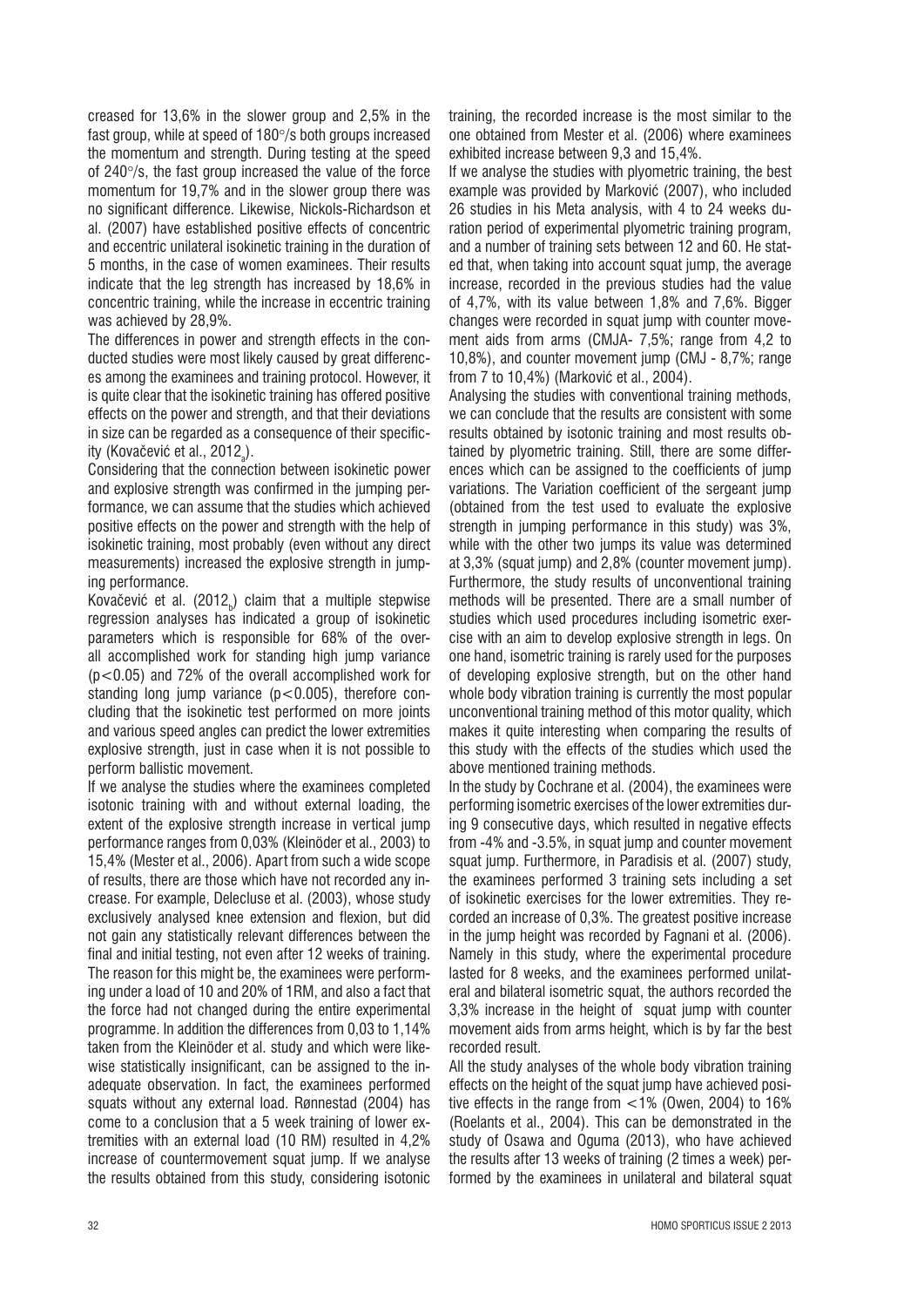creased for 13,6% in the slower group and 2,5% in the fast group, while at speed of 180°/s both groups increased the momentum and strength. During testing at the speed of 240°/s, the fast group increased the value of the force momentum for 19,7% and in the slower group there was no significant difference. Likewise, Nickols-Richardson et al. (2007) have established positive effects of concentric and eccentric unilateral isokinetic training in the duration of 5 months, in the case of women examinees. Their results indicate that the leg strength has increased by 18,6% in concentric training, while the increase in eccentric training was achieved by 28,9%.

The differences in power and strength effects in the conducted studies were most likely caused by great differences among the examinees and training protocol. However, it is quite clear that the isokinetic training has offered positive effects on the power and strength, and that their deviations in size can be regarded as a consequence of their specificity (Kovačević et al., 2012$_a$).

Considering that the connection between isokinetic power and explosive strength was confirmed in the jumping performance, we can assume that the studies which achieved positive effects on the power and strength with the help of isokinetic training, most probably (even without any direct measurements) increased the explosive strength in jumping performance.

Kovačević et al. (2012$_b$) claim that a multiple stepwise regression analyses has indicated a group of isokinetic parameters which is responsible for 68% of the overall accomplished work for standing high jump variance ($p<0.05$) and 72% of the overall accomplished work for standing long jump variance ($p<0.005$), therefore concluding that the isokinetic test performed on more joints and various speed angles can predict the lower extremities explosive strength, just in case when it is not possible to perform ballistic movement.

If we analyse the studies where the examinees completed isotonic training with and without external loading, the extent of the explosive strength increase in vertical jump performance ranges from 0,03% (Kleinöder et al., 2003) to 15,4% (Mester et al., 2006). Apart from such a wide scope of results, there are those which have not recorded any increase. For example, Delecluse et al. (2003), whose study exclusively analysed knee extension and flexion, but did not gain any statistically relevant differences between the final and initial testing, not even after 12 weeks of training. The reason for this might be, the examinees were performing under a load of 10 and 20% of 1RM, and also a fact that the force had not changed during the entire experimental programme. In addition the differences from 0,03 to 1,14% taken from the Kleinöder et al. study and which were likewise statistically insignificant, can be assigned to the inadequate observation. In fact, the examinees performed squats without any external load. Rønnestad (2004) has come to a conclusion that a 5 week training of lower extremities with an external load (10 RM) resulted in 4,2% increase of countermovement squat jump. If we analyse the results obtained from this study, considering isotonic training, the recorded increase is the most similar to the one obtained from Mester et al. (2006) where examinees exhibited increase between 9,3 and 15,4%.

If we analyse the studies with plyometric training, the best example was provided by Marković (2007), who included 26 studies in his Meta analysis, with 4 to 24 weeks duration period of experimental plyometric training program, and a number of training sets between 12 and 60. He stated that, when taking into account squat jump, the average increase, recorded in the previous studies had the value of 4,7%, with its value between 1,8% and 7,6%. Bigger changes were recorded in squat jump with counter movement aids from arms (CMJA- 7,5%; range from 4,2 to 10,8%), and counter movement jump (CMJ - 8,7%; range from 7 to 10,4%) (Marković et al., 2004).

Analysing the studies with conventional training methods, we can conclude that the results are consistent with some results obtained by isotonic training and most results obtained by plyometric training. Still, there are some differences which can be assigned to the coefficients of jump variations. The Variation coefficient of the sergeant jump (obtained from the test used to evaluate the explosive strength in jumping performance in this study) was 3%, while with the other two jumps its value was determined at 3,3% (squat jump) and 2,8% (counter movement jump). Furthermore, the study results of unconventional training methods will be presented. There are a small number of studies which used procedures including isometric exercise with an aim to develop explosive strength in legs. On one hand, isometric training is rarely used for the purposes of developing explosive strength, but on the other hand whole body vibration training is currently the most popular unconventional training method of this motor quality, which makes it quite interesting when comparing the results of this study with the effects of the studies which used the above mentioned training methods.

In the study by Cochrane et al. (2004), the examinees were performing isometric exercises of the lower extremities during 9 consecutive days, which resulted in negative effects from -4% and -3.5%, in squat jump and counter movement squat jump. Furthermore, in Paradisis et al. (2007) study, the examinees performed 3 training sets including a set of isokinetic exercises for the lower extremities. They recorded an increase of 0,3%. The greatest positive increase in the jump height was recorded by Fagnani et al. (2006). Namely in this study, where the experimental procedure lasted for 8 weeks, and the examinees performed unilateral and bilateral isometric squat, the authors recorded the 3,3% increase in the height of squat jump with counter movement aids from arms height, which is by far the best recorded result.

All the study analyses of the whole body vibration training effects on the height of the squat jump have achieved positive effects in the range from <1% (Owen, 2004) to 16% (Roelants et al., 2004). This can be demonstrated in the study of Osawa and Oguma (2013), who have achieved the results after 13 weeks of training (2 times a week) performed by the examinees in unilateral and bilateral squat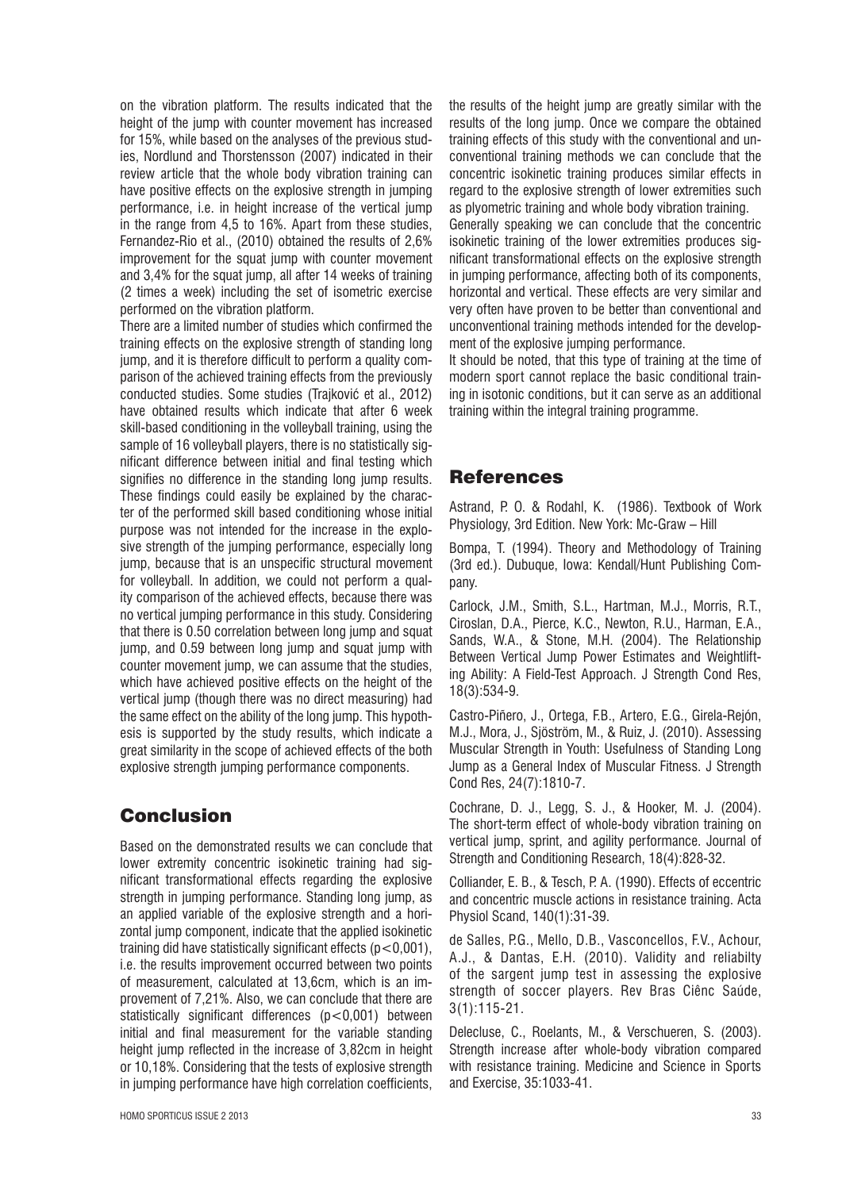on the vibration platform. The results indicated that the height of the jump with counter movement has increased for 15%, while based on the analyses of the previous studies, Nordlund and Thorstensson (2007) indicated in their review article that the whole body vibration training can have positive effects on the explosive strength in jumping performance, i.e. in height increase of the vertical jump in the range from 4,5 to 16%. Apart from these studies, Fernandez-Rio et al., (2010) obtained the results of 2,6% improvement for the squat jump with counter movement and 3,4% for the squat jump, all after 14 weeks of training (2 times a week) including the set of isometric exercise performed on the vibration platform.

There are a limited number of studies which confirmed the training effects on the explosive strength of standing long jump, and it is therefore difficult to perform a quality comparison of the achieved training effects from the previously conducted studies. Some studies (Trajković et al., 2012) have obtained results which indicate that after 6 week skill-based conditioning in the volleyball training, using the sample of 16 volleyball players, there is no statistically significant difference between initial and final testing which signifies no difference in the standing long jump results. These findings could easily be explained by the character of the performed skill based conditioning whose initial purpose was not intended for the increase in the explosive strength of the jumping performance, especially long jump, because that is an unspecific structural movement for volleyball. In addition, we could not perform a quality comparison of the achieved effects, because there was no vertical jumping performance in this study. Considering that there is 0.50 correlation between long jump and squat jump, and 0.59 between long jump and squat jump with counter movement jump, we can assume that the studies, which have achieved positive effects on the height of the vertical jump (though there was no direct measuring) had the same effect on the ability of the long jump. This hypothesis is supported by the study results, which indicate a great similarity in the scope of achieved effects of the both explosive strength jumping performance components.

## Conclusion

Based on the demonstrated results we can conclude that lower extremity concentric isokinetic training had significant transformational effects regarding the explosive strength in jumping performance. Standing long jump, as an applied variable of the explosive strength and a horizontal jump component, indicate that the applied isokinetic training did have statistically significant effects ($p<0,001$), i.e. the results improvement occurred between two points of measurement, calculated at 13,6cm, which is an improvement of 7,21%. Also, we can conclude that there are statistically significant differences ($p<0,001$) between initial and final measurement for the variable standing height jump reflected in the increase of 3,82cm in height or 10,18%. Considering that the tests of explosive strength in jumping performance have high correlation coefficients, the results of the height jump are greatly similar with the results of the long jump. Once we compare the obtained training effects of this study with the conventional and unconventional training methods we can conclude that the concentric isokinetic training produces similar effects in regard to the explosive strength of lower extremities such as plyometric training and whole body vibration training.

Generally speaking we can conclude that the concentric isokinetic training of the lower extremities produces significant transformational effects on the explosive strength in jumping performance, affecting both of its components, horizontal and vertical. These effects are very similar and very often have proven to be better than conventional and unconventional training methods intended for the development of the explosive jumping performance.

It should be noted, that this type of training at the time of modern sport cannot replace the basic conditional training in isotonic conditions, but it can serve as an additional training within the integral training programme.

## References

Astrand, P. O. & Rodahl, K. (1986). Textbook of Work Physiology, 3rd Edition. New York: Mc-Graw – Hill

Bompa, T. (1994). Theory and Methodology of Training (3rd ed.). Dubuque, Iowa: Kendall/Hunt Publishing Company.

Carlock, J.M., Smith, S.L., Hartman, M.J., Morris, R.T., Ciroslan, D.A., Pierce, K.C., Newton, R.U., Harman, E.A., Sands, W.A., & Stone, M.H. (2004). The Relationship Between Vertical Jump Power Estimates and Weightlifting Ability: A Field-Test Approach. J Strength Cond Res, 18(3):534-9.

Castro-Piñero, J., Ortega, F.B., Artero, E.G., Girela-Rejón, M.J., Mora, J., Sjöström, M., & Ruiz, J. (2010). Assessing Muscular Strength in Youth: Usefulness of Standing Long Jump as a General Index of Muscular Fitness. J Strength Cond Res, 24(7):1810-7.

Cochrane, D. J., Legg, S. J., & Hooker, M. J. (2004). The short-term effect of whole-body vibration training on vertical jump, sprint, and agility performance. Journal of Strength and Conditioning Research, 18(4):828-32.

Colliander, E. B., & Tesch, P. A. (1990). Effects of eccentric and concentric muscle actions in resistance training. Acta Physiol Scand, 140(1):31-39.

de Salles, P.G., Mello, D.B., Vasconcellos, F.V., Achour, A.J., & Dantas, E.H. (2010). Validity and reliabilty of the sargent jump test in assessing the explosive strength of soccer players. Rev Bras Ciênc Saúde, 3(1):115-21.

Delecluse, C., Roelants, M., & Verschueren, S. (2003). Strength increase after whole-body vibration compared with resistance training. Medicine and Science in Sports and Exercise, 35:1033-41.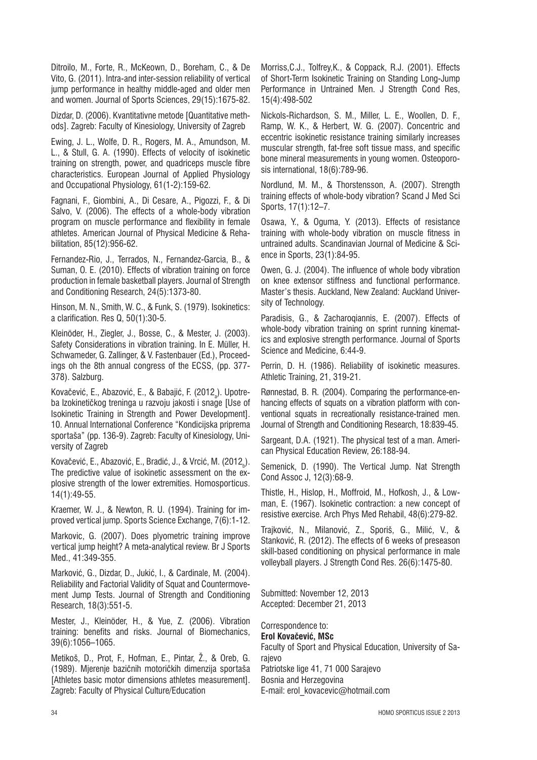Ditroilo, M., Forte, R., McKeown, D., Boreham, C., & De Vito, G. (2011). Intra-and inter-session reliability of vertical jump performance in healthy middle-aged and older men and women. Journal of Sports Sciences, 29(15):1675-82.

Dizdar, D. (2006). Kvantitativne metode [Quantitative methods]. Zagreb: Faculty of Kinesiology, University of Zagreb

Ewing, J. L., Wolfe, D. R., Rogers, M. A., Amundson, M. L., & Stull, G. A. (1990). Effects of velocity of isokinetic training on strength, power, and quadriceps muscle fibre characteristics. European Journal of Applied Physiology and Occupational Physiology, 61(1-2):159-62.

Fagnani, F., Giombini, A., Di Cesare, A., Pigozzi, F., & Di Salvo, V. (2006). The effects of a whole-body vibration program on muscle performance and flexibility in female athletes. American Journal of Physical Medicine & Rehabilitation, 85(12):956-62.

Fernandez-Rio, J., Terrados, N., Fernandez-Garcia, B., & Suman, O. E. (2010). Effects of vibration training on force production in female basketball players. Journal of Strength and Conditioning Research, 24(5):1373-80.

Hinson, M. N., Smith, W. C., & Funk, S. (1979). Isokinetics: a clarification. Res Q, 50(1):30-5.

Kleinöder, H., Ziegler, J., Bosse, C., & Mester, J. (2003). Safety Considerations in vibration training. In E. Müller, H. Schwameder, G. Zallinger, & V. Fastenbauer (Ed.), Proceedings oh the 8th annual congress of the ECSS, (pp. 377-378). Salzburg.

Kovačević, E., Abazović, E., & Babajić, F. (2012$_a$). Upotreba Izokinetičkog treninga u razvoju jakosti i snage [Use of Isokinetic Training in Strength and Power Development]. 10. Annual International Conference "Kondicijska priprema sportaša" (pp. 136-9). Zagreb: Faculty of Kinesiology, University of Zagreb

Kovačević, E., Abazović, E., Bradić, J., & Vrcić, M. (2012$_b$). The predictive value of isokinetic assessment on the explosive strength of the lower extremities. Homosporticus. 14(1):49-55.

Kraemer, W. J., & Newton, R. U. (1994). Training for improved vertical jump. Sports Science Exchange, 7(6):1-12.

Markovic, G. (2007). Does plyometric training improve vertical jump height? A meta-analytical review. Br J Sports Med., 41:349-355.

Marković, G., Dizdar, D., Jukić, I., & Cardinale, M. (2004). Reliability and Factorial Validity of Squat and Countermovement Jump Tests. Journal of Strength and Conditioning Research, 18(3):551-5.

Mester, J., Kleinöder, H., & Yue, Z. (2006). Vibration training: benefits and risks. Journal of Biomechanics, 39(6):1056–1065.

Metikoš, D., Prot, F., Hofman, E., Pintar, Ž., & Oreb, G. (1989). Mjerenje bazičnih motoričkih dimenzija sportaša [Athletes basic motor dimensions athletes measurement]. Zagreb: Faculty of Physical Culture/Education

Morriss,C.J., Tolfrey,K., & Coppack, R.J. (2001). Effects of Short-Term Isokinetic Training on Standing Long-Jump Performance in Untrained Men. J Strength Cond Res, 15(4):498-502

Nickols-Richardson, S. M., Miller, L. E., Woollen, D. F., Ramp, W. K., & Herbert, W. G. (2007). Concentric and eccentric isokinetic resistance training similarly increases muscular strength, fat-free soft tissue mass, and specific bone mineral measurements in young women. Osteoporosis international, 18(6):789-96.

Nordlund, M. M., & Thorstensson, A. (2007). Strength training effects of whole-body vibration? Scand J Med Sci Sports, 17(1):12–7.

Osawa, Y., & Oguma, Y. (2013). Effects of resistance training with whole-body vibration on muscle fitness in untrained adults. Scandinavian Journal of Medicine & Science in Sports, 23(1):84-95.

Owen, G. J. (2004). The influence of whole body vibration on knee extensor stiffness and functional performance. Master's thesis. Auckland, New Zealand: Auckland University of Technology.

Paradisis, G., & Zacharoqiannis, E. (2007). Effects of whole-body vibration training on sprint running kinematics and explosive strength performance. Journal of Sports Science and Medicine, 6:44-9.

Perrin, D. H. (1986). Reliability of isokinetic measures. Athletic Training, 21, 319-21.

Rønnestad, B. R. (2004). Comparing the performance-enhancing effects of squats on a vibration platform with conventional squats in recreationally resistance-trained men. Journal of Strength and Conditioning Research, 18:839-45.

Sargeant, D.A. (1921). The physical test of a man. American Physical Education Review, 26:188-94.

Semenick, D. (1990). The Vertical Jump. Nat Strength Cond Assoc J, 12(3):68-9.

Thistle, H., Hislop, H., Moffroid, M., Hofkosh, J., & Lowman, E. (1967). Isokinetic contraction: a new concept of resistive exercise. Arch Phys Med Rehabil, 48(6):279-82.

Trajković, N., Milanović, Z., Sporiš, G., Milić, V., & Stanković, R. (2012). The effects of 6 weeks of preseason skill-based conditioning on physical performance in male volleyball players. J Strength Cond Res. 26(6):1475-80.

Submitted: November 12, 2013
Accepted: December 21, 2013

Correspondence to:
**Erol Kovačević, MSc**
Faculty of Sport and Physical Education, University of Sarajevo
Patriotske lige 41, 71 000 Sarajevo
Bosnia and Herzegovina
E-mail: erol_kovacevic@hotmail.com